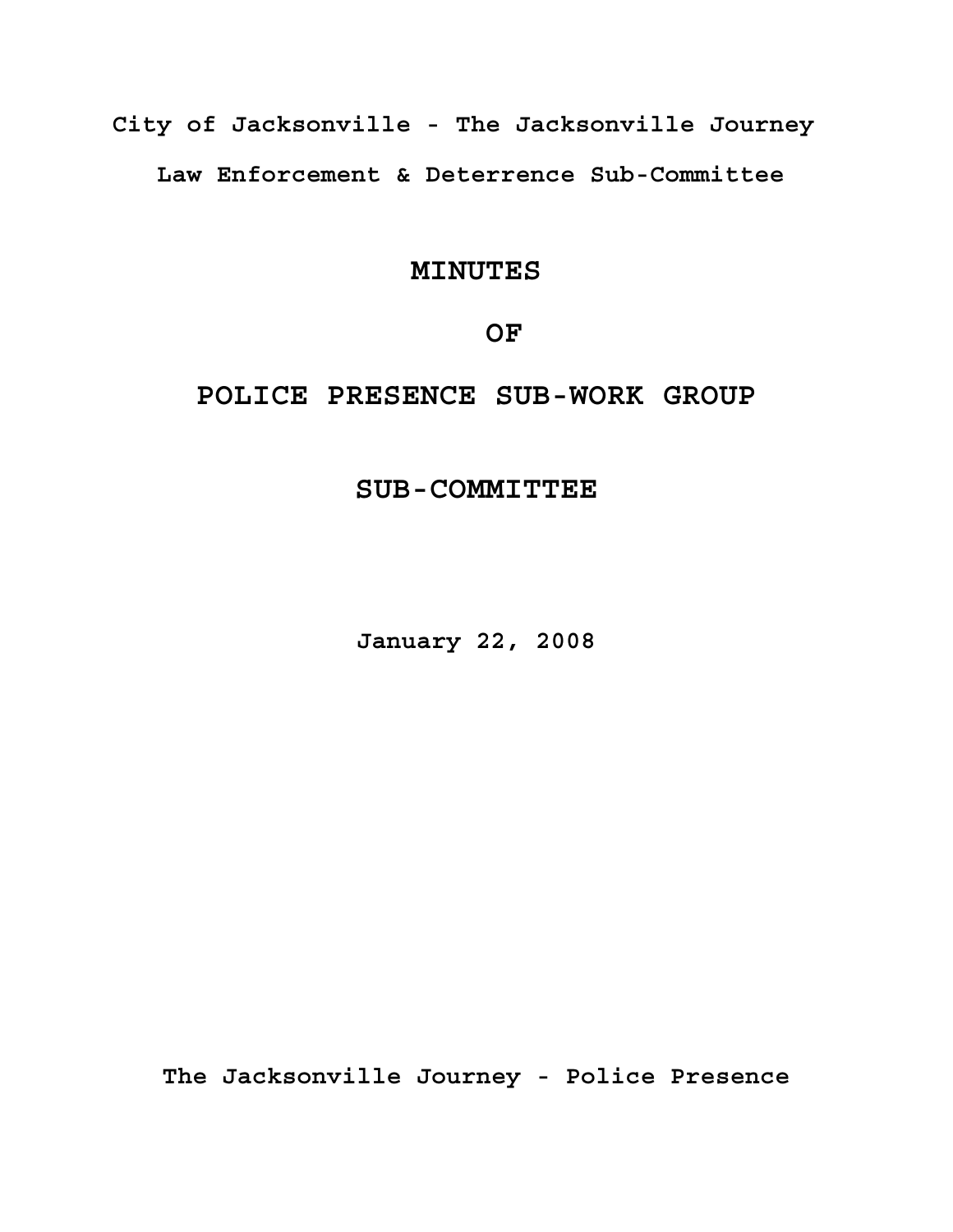**City of Jacksonville - The Jacksonville Journey**

**Law Enforcement & Deterrence Sub-Committee**

# MINUTES

# OF

# POLICE PRESENCE SUB-WORK GROUP

# SUB-COMMITTEE

**January 22, 2008**

**The Jacksonville Journey - Police Presence**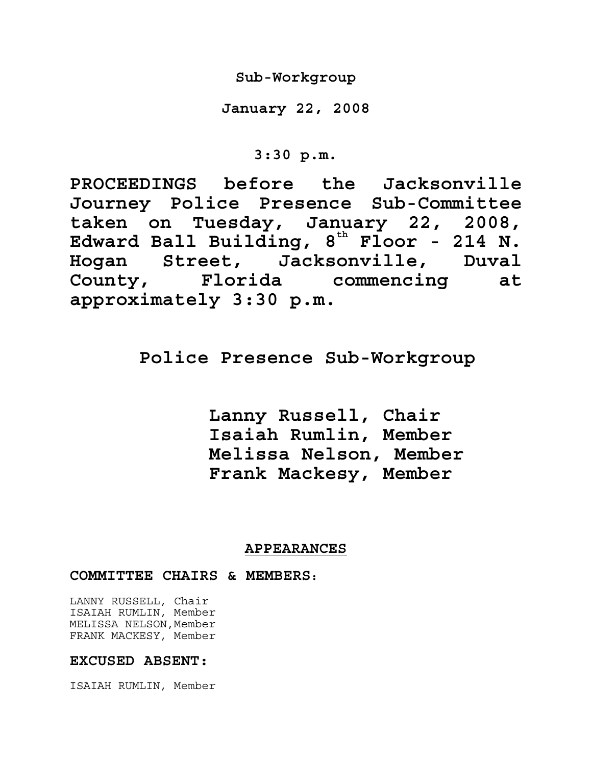**Sub-Workgroup**

**January 22, 2008**

**3:30 p.m.**

**PROCEEDINGS before the Jacksonville Journey Police Presence Sub-Committee taken on Tuesday, January 22, 2008, Edward Ball Building, 8th Floor - 214 N. Hogan Street, Jacksonville, Duval County, Florida commencing at approximately 3:30 p.m.**

## Police Presence Sub-Workgroup

**Lanny Russell, Chair**
**Isaiah Rumlin, Member**
**Melissa Nelson, Member**
**Frank Mackesy, Member**

**APPEARANCES**

**COMMITTEE CHAIRS & MEMBERS:**

LANNY RUSSELL, Chair
ISAIAH RUMLIN, Member
MELISSA NELSON,Member
FRANK MACKESY, Member

**EXCUSED ABSENT:**

ISAIAH RUMLIN, Member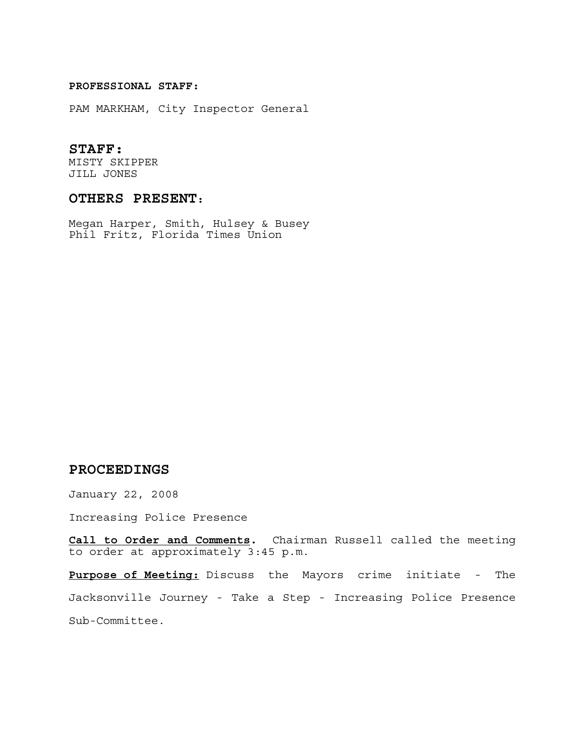**PROFESSIONAL STAFF:**

PAM MARKHAM, City Inspector General

## STAFF:

MISTY SKIPPER
JILL JONES

## OTHERS PRESENT:

Megan Harper, Smith, Hulsey & Busey
Phil Fritz, Florida Times Union

## PROCEEDINGS

January 22, 2008

Increasing Police Presence

**Call to Order and Comments.** Chairman Russell called the meeting to order at approximately 3:45 p.m.

**Purpose of Meeting:** Discuss the Mayors crime initiate - The Jacksonville Journey - Take a Step - Increasing Police Presence Sub-Committee.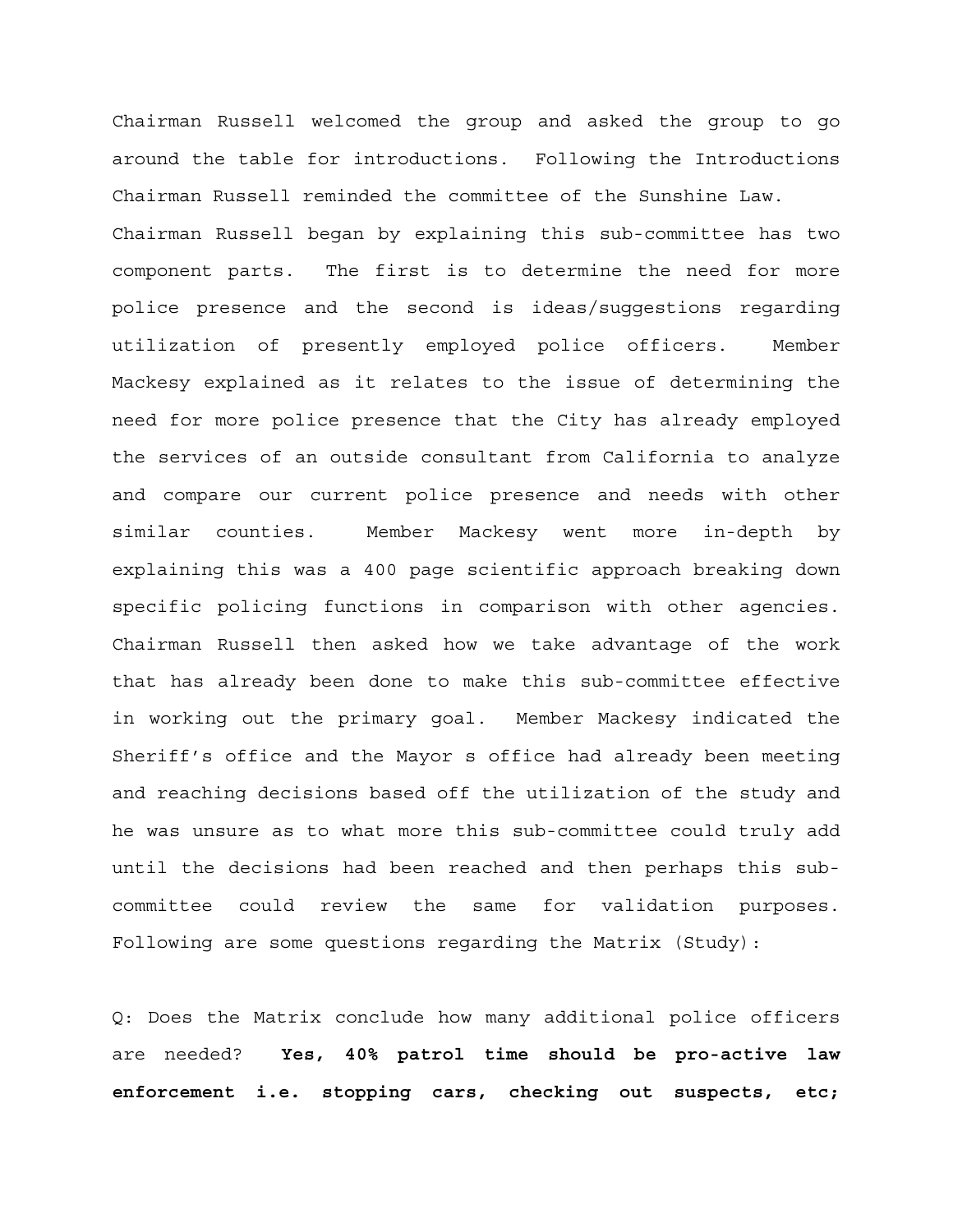Chairman Russell welcomed the group and asked the group to go around the table for introductions. Following the Introductions Chairman Russell reminded the committee of the Sunshine Law. Chairman Russell began by explaining this sub-committee has two component parts. The first is to determine the need for more police presence and the second is ideas/suggestions regarding utilization of presently employed police officers. Member Mackesy explained as it relates to the issue of determining the need for more police presence that the City has already employed the services of an outside consultant from California to analyze and compare our current police presence and needs with other similar counties. Member Mackesy went more in-depth by explaining this was a 400 page scientific approach breaking down specific policing functions in comparison with other agencies. Chairman Russell then asked how we take advantage of the work that has already been done to make this sub-committee effective in working out the primary goal. Member Mackesy indicated the Sheriff's office and the Mayor s office had already been meeting and reaching decisions based off the utilization of the study and he was unsure as to what more this sub-committee could truly add until the decisions had been reached and then perhaps this sub-committee could review the same for validation purposes. Following are some questions regarding the Matrix (Study):

Q: Does the Matrix conclude how many additional police officers are needed? **Yes, 40% patrol time should be pro-active law enforcement i.e. stopping cars, checking out suspects, etc;**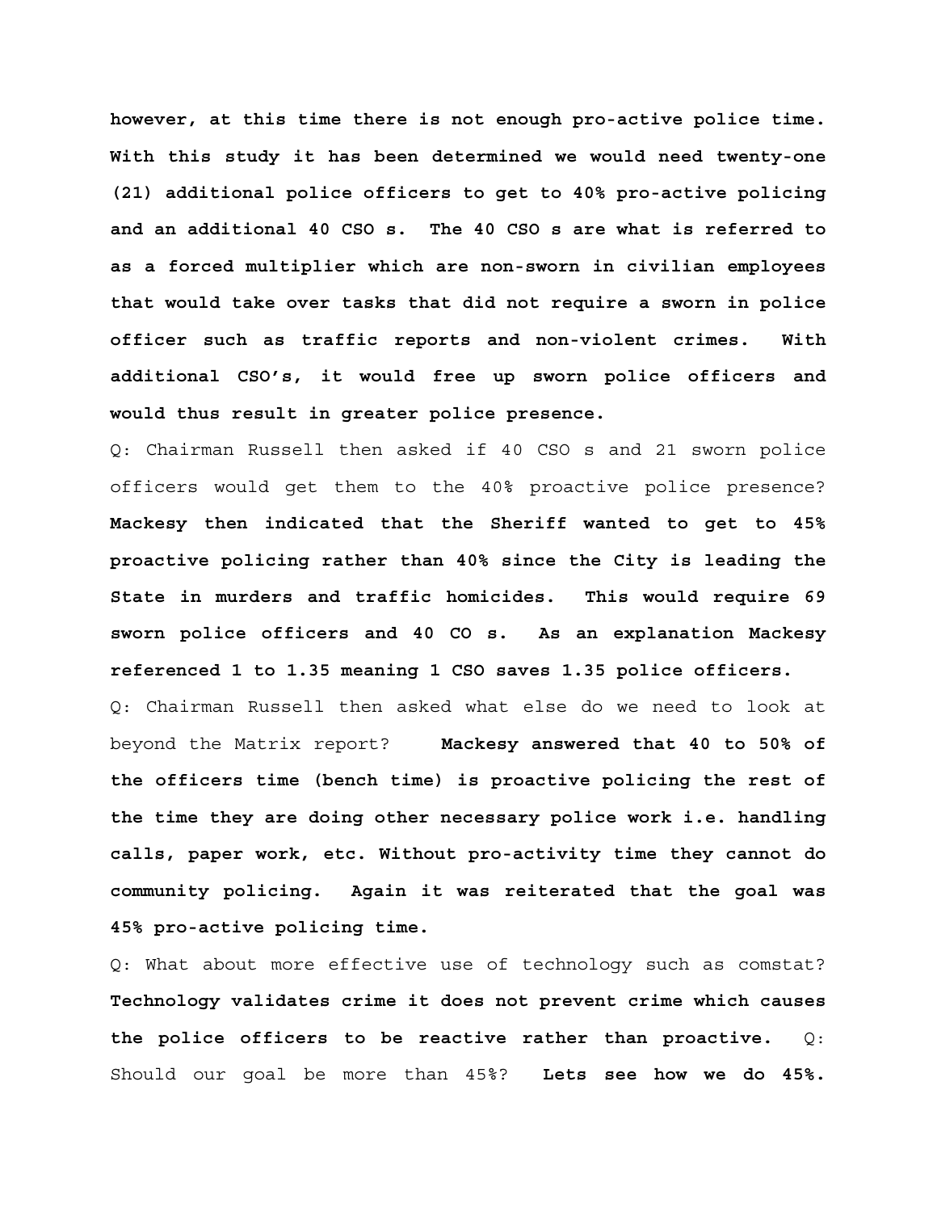**however, at this time there is not enough pro-active police time. With this study it has been determined we would need twenty-one (21) additional police officers to get to 40% pro-active policing and an additional 40 CSO s. The 40 CSO s are what is referred to as a forced multiplier which are non-sworn in civilian employees that would take over tasks that did not require a sworn in police officer such as traffic reports and non-violent crimes. With additional CSO's, it would free up sworn police officers and would thus result in greater police presence.**

Q: Chairman Russell then asked if 40 CSO s and 21 sworn police officers would get them to the 40% proactive police presence? **Mackesy then indicated that the Sheriff wanted to get to 45% proactive policing rather than 40% since the City is leading the State in murders and traffic homicides. This would require 69 sworn police officers and 40 CO s. As an explanation Mackesy referenced 1 to 1.35 meaning 1 CSO saves 1.35 police officers.**

Q: Chairman Russell then asked what else do we need to look at beyond the Matrix report? **Mackesy answered that 40 to 50% of the officers time (bench time) is proactive policing the rest of the time they are doing other necessary police work i.e. handling calls, paper work, etc. Without pro-activity time they cannot do community policing. Again it was reiterated that the goal was 45% pro-active policing time.**

Q: What about more effective use of technology such as comstat? **Technology validates crime it does not prevent crime which causes the police officers to be reactive rather than proactive.** Q: Should our goal be more than 45%? **Lets see how we do 45%.**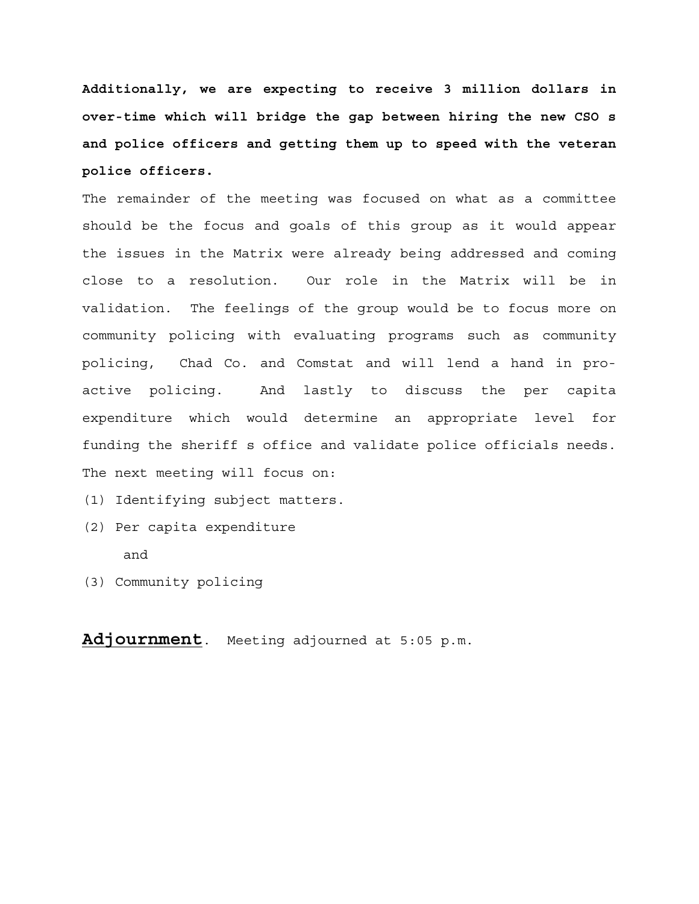**Additionally, we are expecting to receive 3 million dollars in over-time which will bridge the gap between hiring the new CSO s and police officers and getting them up to speed with the veteran police officers.**

The remainder of the meeting was focused on what as a committee should be the focus and goals of this group as it would appear the issues in the Matrix were already being addressed and coming close to a resolution. Our role in the Matrix will be in validation. The feelings of the group would be to focus more on community policing with evaluating programs such as community policing, Chad Co. and Comstat and will lend a hand in pro-active policing. And lastly to discuss the per capita expenditure which would determine an appropriate level for funding the sheriff s office and validate police officials needs.

The next meeting will focus on:

(1) Identifying subject matters.

(2) Per capita expenditure

and

(3) Community policing

**Adjournment**. Meeting adjourned at 5:05 p.m.